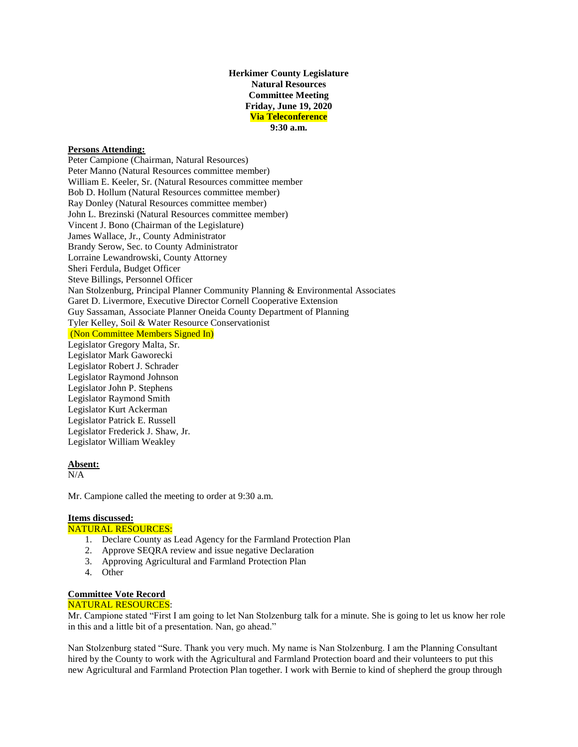**Herkimer County Legislature**
**Natural Resources**
**Committee Meeting**
**Friday, June 19, 2020**
**Via Teleconference**
**9:30 a.m.**

**Persons Attending:**

Peter Campione (Chairman, Natural Resources)
Peter Manno (Natural Resources committee member)
William E. Keeler, Sr. (Natural Resources committee member
Bob D. Hollum (Natural Resources committee member)
Ray Donley (Natural Resources committee member)
John L. Brezinski (Natural Resources committee member)
Vincent J. Bono (Chairman of the Legislature)
James Wallace, Jr., County Administrator
Brandy Serow, Sec. to County Administrator
Lorraine Lewandrowski, County Attorney
Sheri Ferdula, Budget Officer
Steve Billings, Personnel Officer
Nan Stolzenburg, Principal Planner Community Planning & Environmental Associates
Garet D. Livermore, Executive Director Cornell Cooperative Extension
Guy Sassaman, Associate Planner Oneida County Department of Planning
Tyler Kelley, Soil & Water Resource Conservationist
(Non Committee Members Signed In)
Legislator Gregory Malta, Sr.
Legislator Mark Gaworecki
Legislator Robert J. Schrader
Legislator Raymond Johnson
Legislator John P. Stephens
Legislator Raymond Smith
Legislator Kurt Ackerman
Legislator Patrick E. Russell
Legislator Frederick J. Shaw, Jr.
Legislator William Weakley

**Absent:**

N/A

Mr. Campione called the meeting to order at 9:30 a.m.

**Items discussed:**

NATURAL RESOURCES:

1. Declare County as Lead Agency for the Farmland Protection Plan
2. Approve SEQRA review and issue negative Declaration
3. Approving Agricultural and Farmland Protection Plan
4. Other

**Committee Vote Record**

NATURAL RESOURCES:

Mr. Campione stated "First I am going to let Nan Stolzenburg talk for a minute. She is going to let us know her role in this and a little bit of a presentation. Nan, go ahead."

Nan Stolzenburg stated "Sure. Thank you very much. My name is Nan Stolzenburg. I am the Planning Consultant hired by the County to work with the Agricultural and Farmland Protection board and their volunteers to put this new Agricultural and Farmland Protection Plan together. I work with Bernie to kind of shepherd the group through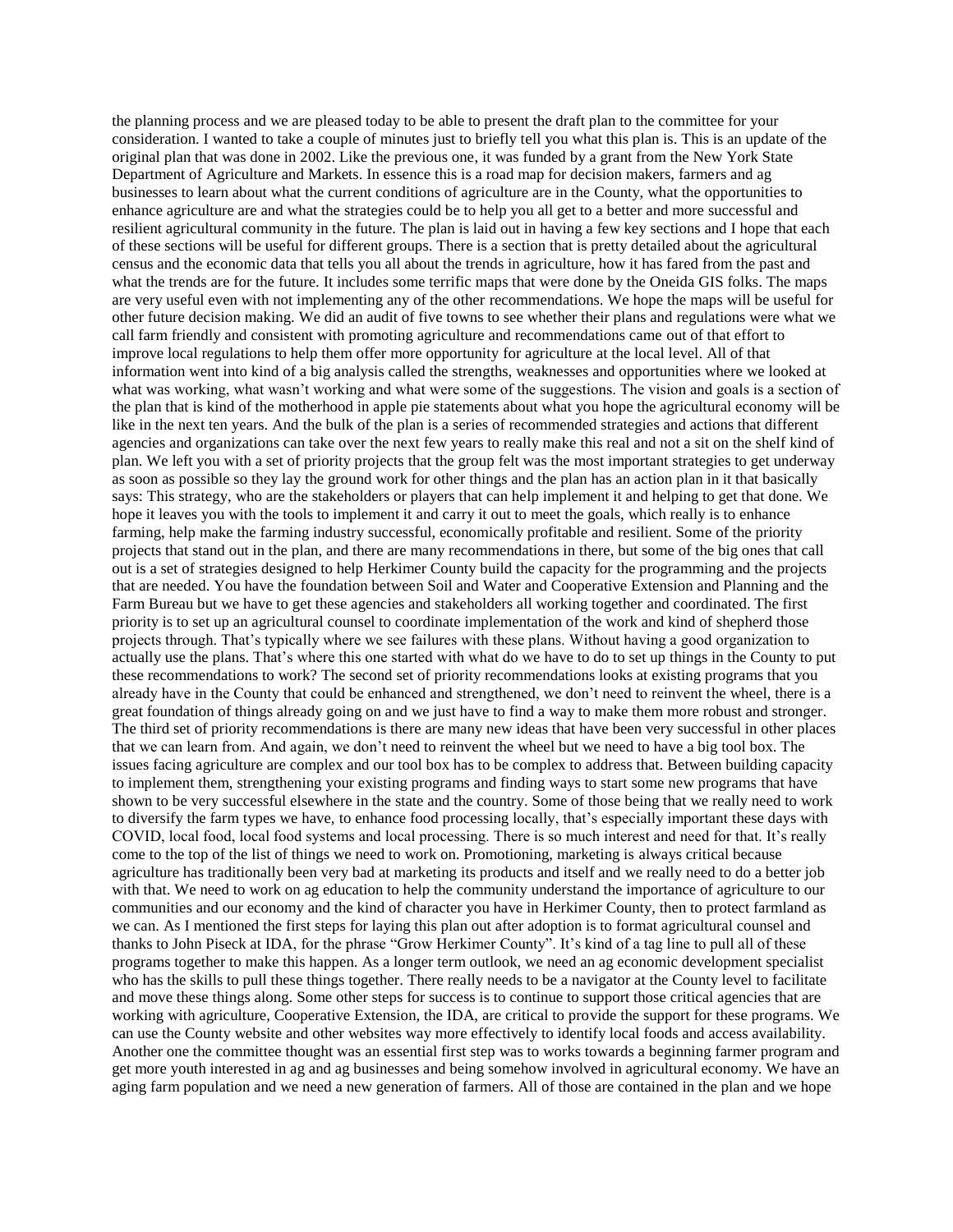the planning process and we are pleased today to be able to present the draft plan to the committee for your consideration. I wanted to take a couple of minutes just to briefly tell you what this plan is. This is an update of the original plan that was done in 2002. Like the previous one, it was funded by a grant from the New York State Department of Agriculture and Markets. In essence this is a road map for decision makers, farmers and ag businesses to learn about what the current conditions of agriculture are in the County, what the opportunities to enhance agriculture are and what the strategies could be to help you all get to a better and more successful and resilient agricultural community in the future. The plan is laid out in having a few key sections and I hope that each of these sections will be useful for different groups. There is a section that is pretty detailed about the agricultural census and the economic data that tells you all about the trends in agriculture, how it has fared from the past and what the trends are for the future. It includes some terrific maps that were done by the Oneida GIS folks. The maps are very useful even with not implementing any of the other recommendations. We hope the maps will be useful for other future decision making. We did an audit of five towns to see whether their plans and regulations were what we call farm friendly and consistent with promoting agriculture and recommendations came out of that effort to improve local regulations to help them offer more opportunity for agriculture at the local level. All of that information went into kind of a big analysis called the strengths, weaknesses and opportunities where we looked at what was working, what wasn't working and what were some of the suggestions. The vision and goals is a section of the plan that is kind of the motherhood in apple pie statements about what you hope the agricultural economy will be like in the next ten years. And the bulk of the plan is a series of recommended strategies and actions that different agencies and organizations can take over the next few years to really make this real and not a sit on the shelf kind of plan. We left you with a set of priority projects that the group felt was the most important strategies to get underway as soon as possible so they lay the ground work for other things and the plan has an action plan in it that basically says: This strategy, who are the stakeholders or players that can help implement it and helping to get that done. We hope it leaves you with the tools to implement it and carry it out to meet the goals, which really is to enhance farming, help make the farming industry successful, economically profitable and resilient. Some of the priority projects that stand out in the plan, and there are many recommendations in there, but some of the big ones that call out is a set of strategies designed to help Herkimer County build the capacity for the programming and the projects that are needed. You have the foundation between Soil and Water and Cooperative Extension and Planning and the Farm Bureau but we have to get these agencies and stakeholders all working together and coordinated. The first priority is to set up an agricultural counsel to coordinate implementation of the work and kind of shepherd those projects through. That's typically where we see failures with these plans. Without having a good organization to actually use the plans. That's where this one started with what do we have to do to set up things in the County to put these recommendations to work? The second set of priority recommendations looks at existing programs that you already have in the County that could be enhanced and strengthened, we don't need to reinvent the wheel, there is a great foundation of things already going on and we just have to find a way to make them more robust and stronger. The third set of priority recommendations is there are many new ideas that have been very successful in other places that we can learn from. And again, we don't need to reinvent the wheel but we need to have a big tool box. The issues facing agriculture are complex and our tool box has to be complex to address that. Between building capacity to implement them, strengthening your existing programs and finding ways to start some new programs that have shown to be very successful elsewhere in the state and the country. Some of those being that we really need to work to diversify the farm types we have, to enhance food processing locally, that's especially important these days with COVID, local food, local food systems and local processing. There is so much interest and need for that. It's really come to the top of the list of things we need to work on. Promotioning, marketing is always critical because agriculture has traditionally been very bad at marketing its products and itself and we really need to do a better job with that. We need to work on ag education to help the community understand the importance of agriculture to our communities and our economy and the kind of character you have in Herkimer County, then to protect farmland as we can. As I mentioned the first steps for laying this plan out after adoption is to format agricultural counsel and thanks to John Piseck at IDA, for the phrase "Grow Herkimer County". It's kind of a tag line to pull all of these programs together to make this happen. As a longer term outlook, we need an ag economic development specialist who has the skills to pull these things together. There really needs to be a navigator at the County level to facilitate and move these things along. Some other steps for success is to continue to support those critical agencies that are working with agriculture, Cooperative Extension, the IDA, are critical to provide the support for these programs. We can use the County website and other websites way more effectively to identify local foods and access availability. Another one the committee thought was an essential first step was to works towards a beginning farmer program and get more youth interested in ag and ag businesses and being somehow involved in agricultural economy. We have an aging farm population and we need a new generation of farmers. All of those are contained in the plan and we hope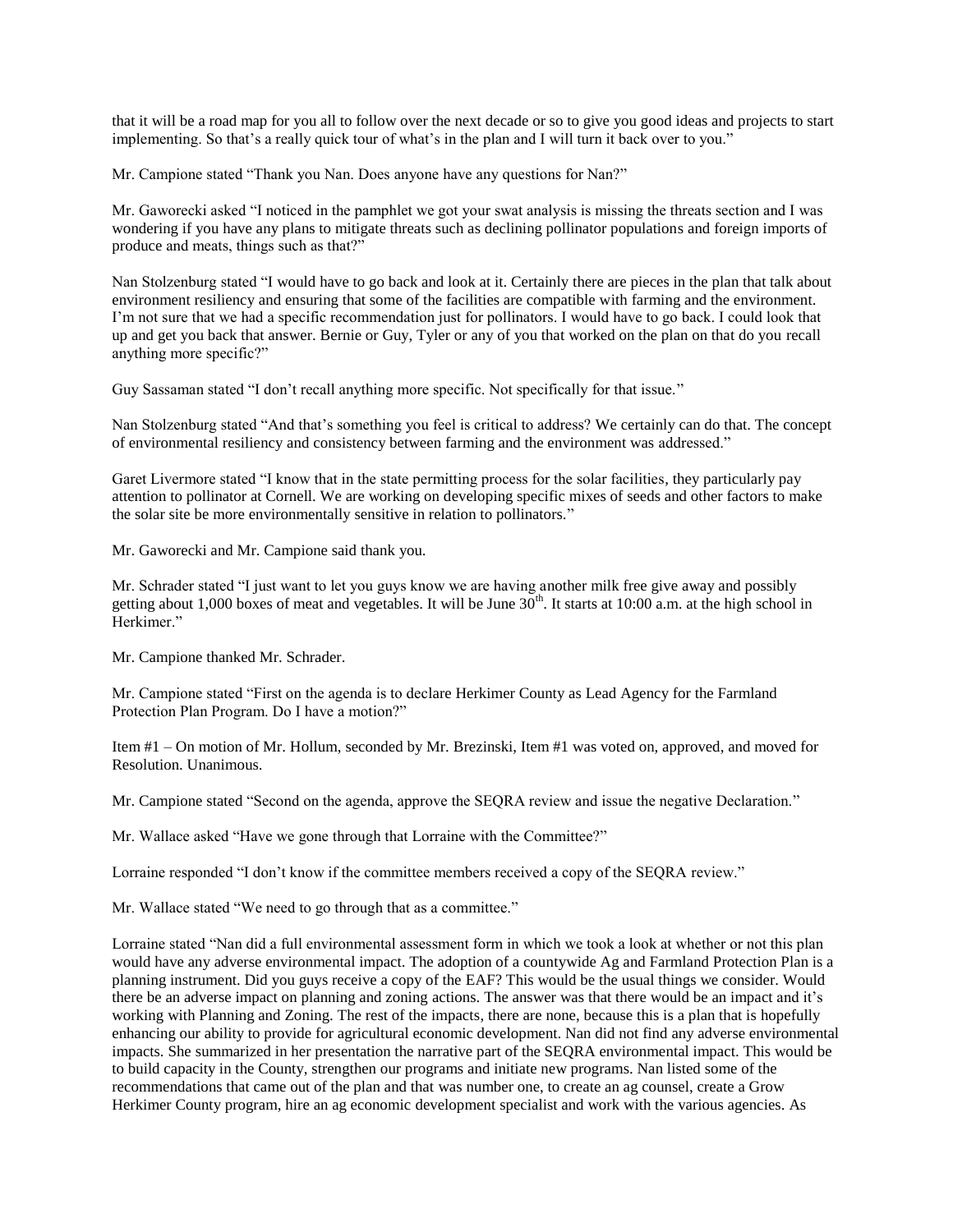that it will be a road map for you all to follow over the next decade or so to give you good ideas and projects to start implementing. So that's a really quick tour of what's in the plan and I will turn it back over to you."

Mr. Campione stated "Thank you Nan. Does anyone have any questions for Nan?"

Mr. Gaworecki asked "I noticed in the pamphlet we got your swat analysis is missing the threats section and I was wondering if you have any plans to mitigate threats such as declining pollinator populations and foreign imports of produce and meats, things such as that?"

Nan Stolzenburg stated "I would have to go back and look at it. Certainly there are pieces in the plan that talk about environment resiliency and ensuring that some of the facilities are compatible with farming and the environment. I'm not sure that we had a specific recommendation just for pollinators. I would have to go back. I could look that up and get you back that answer. Bernie or Guy, Tyler or any of you that worked on the plan on that do you recall anything more specific?"

Guy Sassaman stated "I don't recall anything more specific. Not specifically for that issue."

Nan Stolzenburg stated "And that's something you feel is critical to address? We certainly can do that. The concept of environmental resiliency and consistency between farming and the environment was addressed."

Garet Livermore stated "I know that in the state permitting process for the solar facilities, they particularly pay attention to pollinator at Cornell. We are working on developing specific mixes of seeds and other factors to make the solar site be more environmentally sensitive in relation to pollinators."

Mr. Gaworecki and Mr. Campione said thank you.

Mr. Schrader stated "I just want to let you guys know we are having another milk free give away and possibly getting about 1,000 boxes of meat and vegetables. It will be June 30th. It starts at 10:00 a.m. at the high school in Herkimer."

Mr. Campione thanked Mr. Schrader.

Mr. Campione stated "First on the agenda is to declare Herkimer County as Lead Agency for the Farmland Protection Plan Program. Do I have a motion?"

Item #1 – On motion of Mr. Hollum, seconded by Mr. Brezinski, Item #1 was voted on, approved, and moved for Resolution. Unanimous.

Mr. Campione stated "Second on the agenda, approve the SEQRA review and issue the negative Declaration."

Mr. Wallace asked "Have we gone through that Lorraine with the Committee?"

Lorraine responded "I don't know if the committee members received a copy of the SEQRA review."

Mr. Wallace stated "We need to go through that as a committee."

Lorraine stated "Nan did a full environmental assessment form in which we took a look at whether or not this plan would have any adverse environmental impact. The adoption of a countywide Ag and Farmland Protection Plan is a planning instrument. Did you guys receive a copy of the EAF? This would be the usual things we consider. Would there be an adverse impact on planning and zoning actions. The answer was that there would be an impact and it's working with Planning and Zoning. The rest of the impacts, there are none, because this is a plan that is hopefully enhancing our ability to provide for agricultural economic development. Nan did not find any adverse environmental impacts. She summarized in her presentation the narrative part of the SEQRA environmental impact. This would be to build capacity in the County, strengthen our programs and initiate new programs. Nan listed some of the recommendations that came out of the plan and that was number one, to create an ag counsel, create a Grow Herkimer County program, hire an ag economic development specialist and work with the various agencies. As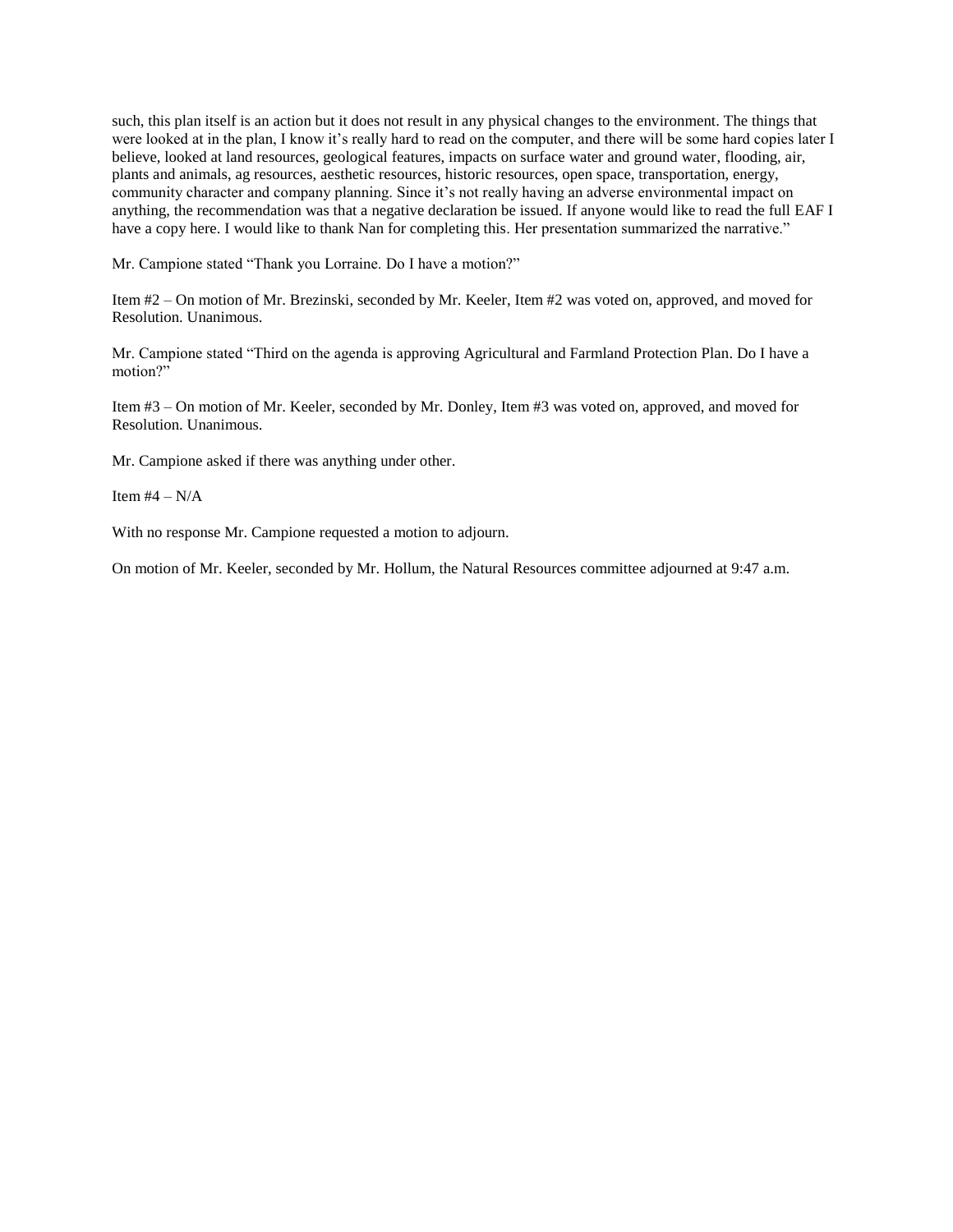such, this plan itself is an action but it does not result in any physical changes to the environment. The things that were looked at in the plan, I know it's really hard to read on the computer, and there will be some hard copies later I believe, looked at land resources, geological features, impacts on surface water and ground water, flooding, air, plants and animals, ag resources, aesthetic resources, historic resources, open space, transportation, energy, community character and company planning. Since it's not really having an adverse environmental impact on anything, the recommendation was that a negative declaration be issued. If anyone would like to read the full EAF I have a copy here. I would like to thank Nan for completing this. Her presentation summarized the narrative."

Mr. Campione stated "Thank you Lorraine. Do I have a motion?"

Item #2 – On motion of Mr. Brezinski, seconded by Mr. Keeler, Item #2 was voted on, approved, and moved for Resolution. Unanimous.

Mr. Campione stated "Third on the agenda is approving Agricultural and Farmland Protection Plan. Do I have a motion?"

Item #3 – On motion of Mr. Keeler, seconded by Mr. Donley, Item #3 was voted on, approved, and moved for Resolution. Unanimous.

Mr. Campione asked if there was anything under other.

Item #4 – N/A

With no response Mr. Campione requested a motion to adjourn.

On motion of Mr. Keeler, seconded by Mr. Hollum, the Natural Resources committee adjourned at 9:47 a.m.